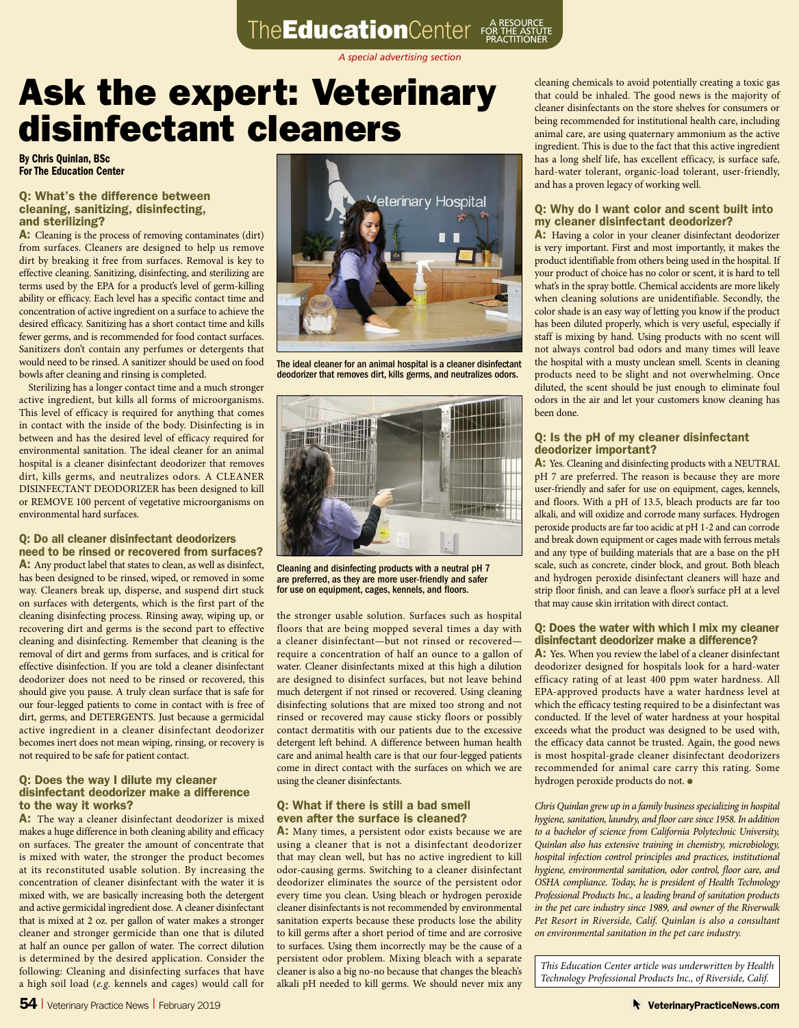The**Education**Center A RESOURCE FOR THE ASTUTE PRACTITIONER

*A special advertising section*

# Ask the expert: Veterinary disinfectant cleaners

**By Chris Quinlan, BSc**
**For The Education Center**

### Q: What's the difference between cleaning, sanitizing, disinfecting, and sterilizing?

**A:** Cleaning is the process of removing contaminates (dirt) from surfaces. Cleaners are designed to help us remove dirt by breaking it free from surfaces. Removal is key to effective cleaning. Sanitizing, disinfecting, and sterilizing are terms used by the EPA for a product's level of germ-killing ability or efficacy. Each level has a specific contact time and concentration of active ingredient on a surface to achieve the desired efficacy. Sanitizing has a short contact time and kills fewer germs, and is recommended for food contact surfaces. Sanitizers don't contain any perfumes or detergents that would need to be rinsed. A sanitizer should be used on food bowls after cleaning and rinsing is completed.

Sterilizing has a longer contact time and a much stronger active ingredient, but kills all forms of microorganisms. This level of efficacy is required for anything that comes in contact with the inside of the body. Disinfecting is in between and has the desired level of efficacy required for environmental sanitation. The ideal cleaner for an animal hospital is a cleaner disinfectant deodorizer that removes dirt, kills germs, and neutralizes odors. A CLEANER DISINFECTANT DEODORIZER has been designed to kill or REMOVE 100 percent of vegetative microorganisms on environmental hard surfaces.

### Q: Do all cleaner disinfectant deodorizers need to be rinsed or recovered from surfaces?

**A:** Any product label that states to clean, as well as disinfect, has been designed to be rinsed, wiped, or removed in some way. Cleaners break up, disperse, and suspend dirt stuck on surfaces with detergents, which is the first part of the cleaning disinfecting process. Rinsing away, wiping up, or recovering dirt and germs is the second part to effective cleaning and disinfecting. Remember that cleaning is the removal of dirt and germs from surfaces, and is critical for effective disinfection. If you are told a cleaner disinfectant deodorizer does not need to be rinsed or recovered, this should give you pause. A truly clean surface that is safe for our four-legged patients to come in contact with is free of dirt, germs, and DETERGENTS. Just because a germicidal active ingredient in a cleaner disinfectant deodorizer becomes inert does not mean wiping, rinsing, or recovery is not required to be safe for patient contact.

### Q: Does the way I dilute my cleaner disinfectant deodorizer make a difference to the way it works?

**A:** The way a cleaner disinfectant deodorizer is mixed makes a huge difference in both cleaning ability and efficacy on surfaces. The greater the amount of concentrate that is mixed with water, the stronger the product becomes at its reconstituted usable solution. By increasing the concentration of cleaner disinfectant with the water it is mixed with, we are basically increasing both the detergent and active germicidal ingredient dose. A cleaner disinfectant that is mixed at 2 oz. per gallon of water makes a stronger cleaner and stronger germicide than one that is diluted at half an ounce per gallon of water. The correct dilution is determined by the desired application. Consider the following: Cleaning and disinfecting surfaces that have a high soil load (*e.g.* kennels and cages) would call for the stronger usable solution. Surfaces such as hospital floors that are being mopped several times a day with a cleaner disinfectant—but not rinsed or recovered—require a concentration of half an ounce to a gallon of water. Cleaner disinfectants mixed at this high a dilution are designed to disinfect surfaces, but not leave behind much detergent if not rinsed or recovered. Using cleaning disinfecting solutions that are mixed too strong and not rinsed or recovered may cause sticky floors or possibly contact dermatitis with our patients due to the excessive detergent left behind. A difference between human health care and animal health care is that our four-legged patients come in direct contact with the surfaces on which we are using the cleaner disinfectants.

The ideal cleaner for an animal hospital is a cleaner disinfectant deodorizer that removes dirt, kills germs, and neutralizes odors.

Cleaning and disinfecting products with a neutral pH 7 are preferred, as they are more user-friendly and safer for use on equipment, cages, kennels, and floors.

### Q: What if there is still a bad smell even after the surface is cleaned?

**A:** Many times, a persistent odor exists because we are using a cleaner that is not a disinfectant deodorizer that may clean well, but has no active ingredient to kill odor-causing germs. Switching to a cleaner disinfectant deodorizer eliminates the source of the persistent odor every time you clean. Using bleach or hydrogen peroxide cleaner disinfectants is not recommended by environmental sanitation experts because these products lose the ability to kill germs after a short period of time and are corrosive to surfaces. Using them incorrectly may be the cause of a persistent odor problem. Mixing bleach with a separate cleaner is also a big no-no because that changes the bleach's alkali pH needed to kill germs. We should never mix any cleaning chemicals to avoid potentially creating a toxic gas that could be inhaled. The good news is the majority of cleaner disinfectants on the store shelves for consumers or being recommended for institutional health care, including animal care, are using quaternary ammonium as the active ingredient. This is due to the fact that this active ingredient has a long shelf life, has excellent efficacy, is surface safe, hard-water tolerant, organic-load tolerant, user-friendly, and has a proven legacy of working well.

### Q: Why do I want color and scent built into my cleaner disinfectant deodorizer?

**A:** Having a color in your cleaner disinfectant deodorizer is very important. First and most importantly, it makes the product identifiable from others being used in the hospital. If your product of choice has no color or scent, it is hard to tell what's in the spray bottle. Chemical accidents are more likely when cleaning solutions are unidentifiable. Secondly, the color shade is an easy way of letting you know if the product has been diluted properly, which is very useful, especially if staff is mixing by hand. Using products with no scent will not always control bad odors and many times will leave the hospital with a musty unclean smell. Scents in cleaning products need to be slight and not overwhelming. Once diluted, the scent should be just enough to eliminate foul odors in the air and let your customers know cleaning has been done.

### Q: Is the pH of my cleaner disinfectant deodorizer important?

**A:** Yes. Cleaning and disinfecting products with a NEUTRAL pH 7 are preferred. The reason is because they are more user-friendly and safer for use on equipment, cages, kennels, and floors. With a pH of 13.5, bleach products are far too alkali, and will oxidize and corrode many surfaces. Hydrogen peroxide products are far too acidic at pH 1-2 and can corrode and break down equipment or cages made with ferrous metals and any type of building materials that are a base on the pH scale, such as concrete, cinder block, and grout. Both bleach and hydrogen peroxide disinfectant cleaners will haze and strip floor finish, and can leave a floor's surface pH at a level that may cause skin irritation with direct contact.

### Q: Does the water with which I mix my cleaner disinfectant deodorizer make a difference?

**A:** Yes. When you review the label of a cleaner disinfectant deodorizer designed for hospitals look for a hard-water efficacy rating of at least 400 ppm water hardness. All EPA-approved products have a water hardness level at which the efficacy testing required to be a disinfectant was conducted. If the level of water hardness at your hospital exceeds what the product was designed to be used with, the efficacy data cannot be trusted. Again, the good news is most hospital-grade cleaner disinfectant deodorizers recommended for animal care carry this rating. Some hydrogen peroxide products do not. ●

*Chris Quinlan grew up in a family business specializing in hospital hygiene, sanitation, laundry, and floor care since 1958. In addition to a bachelor of science from California Polytechnic University, Quinlan also has extensive training in chemistry, microbiology, hospital infection control principles and practices, institutional hygiene, environmental sanitation, odor control, floor care, and OSHA compliance. Today, he is president of Health Technology Professional Products Inc., a leading brand of sanitation products in the pet care industry since 1989, and owner of the Riverwalk Pet Resort in Riverside, Calif. Quinlan is also a consultant on environmental sanitation in the pet care industry.*

*This Education Center article was underwritten by Health Technology Professional Products Inc., of Riverside, Calif.*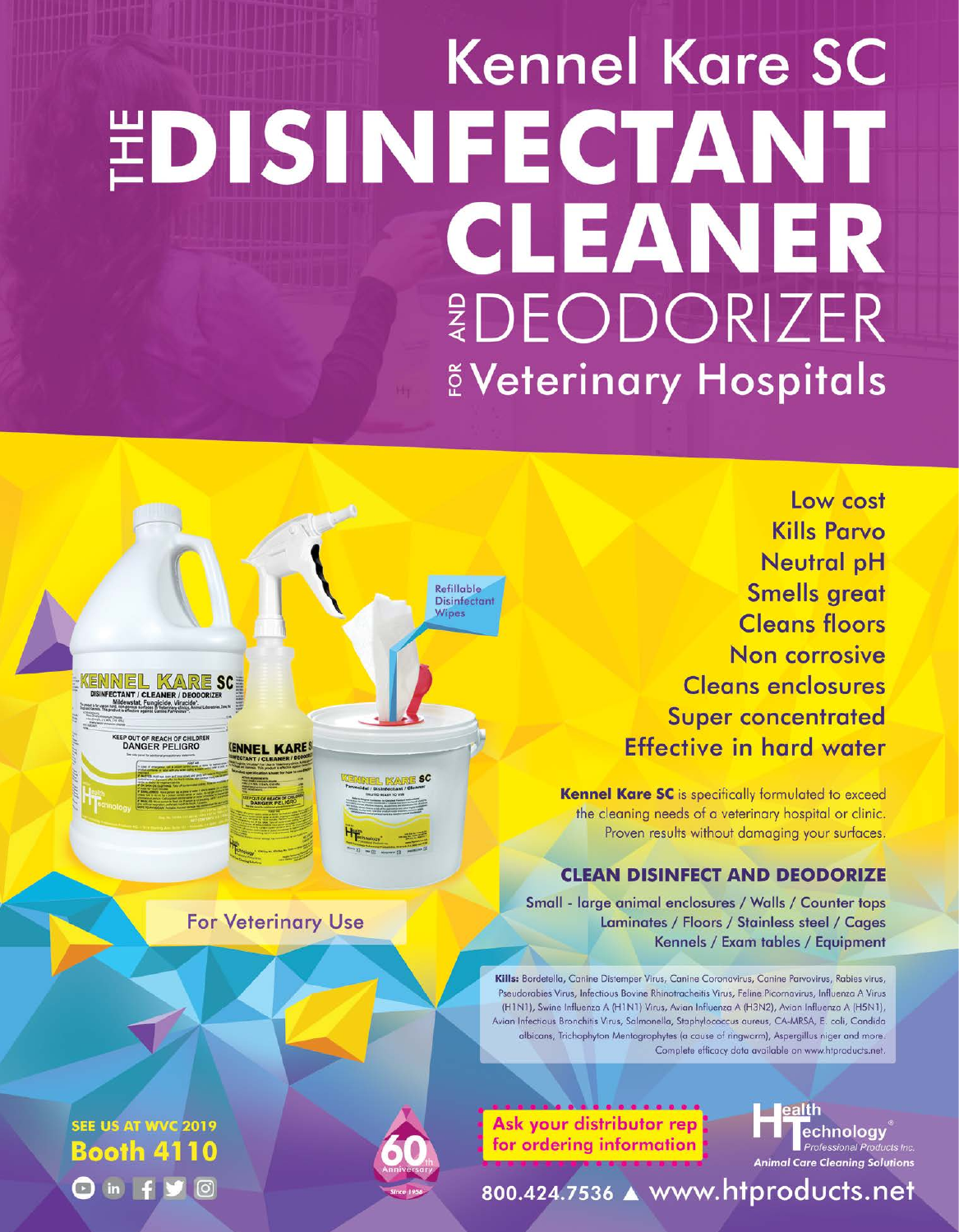# Kennel Kare SC

# THE DISINFECTANT CLEANER AND DEODORIZER FOR Veterinary Hospitals

Low cost
Kills Parvo
Neutral pH
Smells great
Cleans floors
Non corrosive
Cleans enclosures
Super concentrated
Effective in hard water

Refillable Disinfectant Wipes

**Kennel Kare SC** is specifically formulated to exceed the cleaning needs of a veterinary hospital or clinic. Proven results without damaging your surfaces.

## CLEAN DISINFECT AND DEODORIZE

Small - large animal enclosures / Walls / Counter tops
Laminates / Floors / Stainless steel / Cages
Kennels / Exam tables / Equipment

For Veterinary Use

**Kills:** Bordetella, Canine Distemper Virus, Canine Coronavirus, Canine Parvovirus, Rabies virus, Pseudorabies Virus, Infectious Bovine Rhinotracheitis Virus, Feline Picornavirus, Influenza A Virus (H1N1), Swine Influenza A (H1N1) Virus, Avian Influenza A (H3N2), Avian Influenza A (H5N1), Avian Infectious Bronchitis Virus, Salmonella, Staphylococcus aureus, CA-MRSA, E. coli, Candida albicans, Trichophyton Mentagrophytes (a cause of ringworm), Aspergillus niger and more. Complete efficacy data available on www.htproducts.net.

**SEE US AT WVC 2019**
**Booth 4110**

60th Anniversary Since 1958

Ask your distributor rep for ordering information

Health Technology® Professional Products Inc.
Animal Care Cleaning Solutions

800.424.7536 ▲ www.htproducts.net